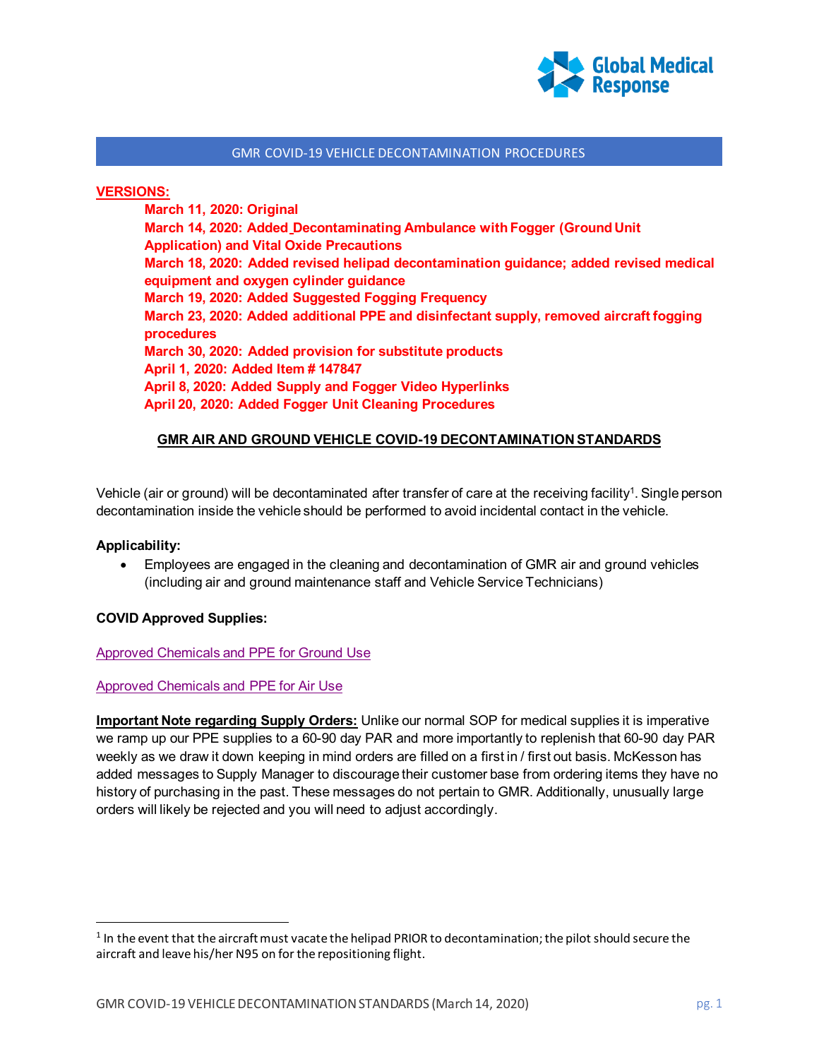# GMR COVID-19 VEHICLE DECONTAMINATION PROCEDURES

**VERSIONS:**

- **March 11, 2020: Original**
- **March 14, 2020: Added Decontaminating Ambulance with Fogger (Ground Unit Application) and Vital Oxide Precautions**
- **March 18, 2020: Added revised helipad decontamination guidance; added revised medical equipment and oxygen cylinder guidance**
- **March 19, 2020: Added Suggested Fogging Frequency**
- **March 23, 2020: Added additional PPE and disinfectant supply, removed aircraft fogging procedures**
- **March 30, 2020: Added provision for substitute products**
- **April 1, 2020: Added Item # 147847**
- **April 8, 2020: Added Supply and Fogger Video Hyperlinks**
- **April 20, 2020: Added Fogger Unit Cleaning Procedures**

## GMR AIR AND GROUND VEHICLE COVID-19 DECONTAMINATION STANDARDS

Vehicle (air or ground) will be decontaminated after transfer of care at the receiving facility[1]. Single person decontamination inside the vehicle should be performed to avoid incidental contact in the vehicle.

**Applicability:**

- Employees are engaged in the cleaning and decontamination of GMR air and ground vehicles (including air and ground maintenance staff and Vehicle Service Technicians)

**COVID Approved Supplies:**

Approved Chemicals and PPE for Ground Use

Approved Chemicals and PPE for Air Use

**Important Note regarding Supply Orders:** Unlike our normal SOP for medical supplies it is imperative we ramp up our PPE supplies to a 60-90 day PAR and more importantly to replenish that 60-90 day PAR weekly as we draw it down keeping in mind orders are filled on a first in / first out basis. McKesson has added messages to Supply Manager to discourage their customer base from ordering items they have no history of purchasing in the past. These messages do not pertain to GMR. Additionally, unusually large orders will likely be rejected and you will need to adjust accordingly.

[1] In the event that the aircraft must vacate the helipad PRIOR to decontamination; the pilot should secure the aircraft and leave his/her N95 on for the repositioning flight.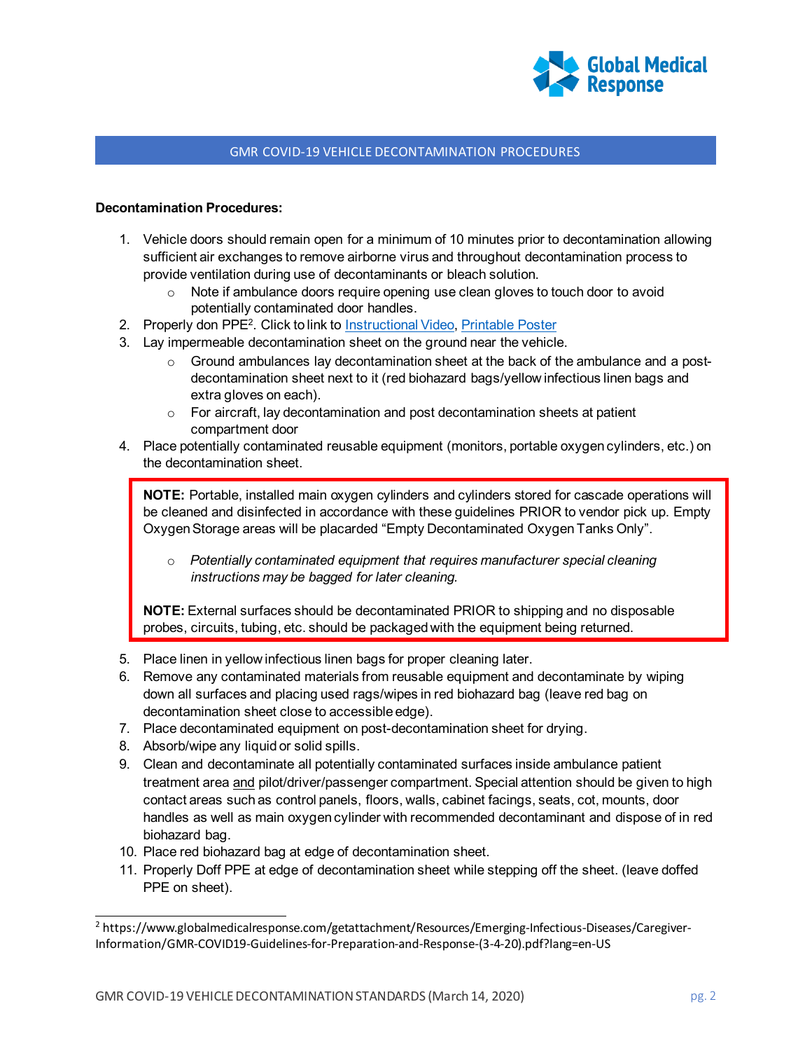GMR COVID-19 VEHICLE DECONTAMINATION PROCEDURES

**Decontamination Procedures:**

1. Vehicle doors should remain open for a minimum of 10 minutes prior to decontamination allowing sufficient air exchanges to remove airborne virus and throughout decontamination process to provide ventilation during use of decontaminants or bleach solution.
   - Note if ambulance doors require opening use clean gloves to touch door to avoid potentially contaminated door handles.
2. Properly don PPE[2]. Click to link to [Instructional Video](), [Printable Poster]()
3. Lay impermeable decontamination sheet on the ground near the vehicle.
   - Ground ambulances lay decontamination sheet at the back of the ambulance and a post-decontamination sheet next to it (red biohazard bags/yellow infectious linen bags and extra gloves on each).
   - For aircraft, lay decontamination and post decontamination sheets at patient compartment door
4. Place potentially contaminated reusable equipment (monitors, portable oxygen cylinders, etc.) on the decontamination sheet.

> **NOTE:** Portable, installed main oxygen cylinders and cylinders stored for cascade operations will be cleaned and disinfected in accordance with these guidelines PRIOR to vendor pick up. Empty Oxygen Storage areas will be placarded "Empty Decontaminated Oxygen Tanks Only".
>
> - *Potentially contaminated equipment that requires manufacturer special cleaning instructions may be bagged for later cleaning.*
>
> **NOTE:** External surfaces should be decontaminated PRIOR to shipping and no disposable probes, circuits, tubing, etc. should be packaged with the equipment being returned.

5. Place linen in yellow infectious linen bags for proper cleaning later.
6. Remove any contaminated materials from reusable equipment and decontaminate by wiping down all surfaces and placing used rags/wipes in red biohazard bag (leave red bag on decontamination sheet close to accessible edge).
7. Place decontaminated equipment on post-decontamination sheet for drying.
8. Absorb/wipe any liquid or solid spills.
9. Clean and decontaminate all potentially contaminated surfaces inside ambulance patient treatment area and pilot/driver/passenger compartment. Special attention should be given to high contact areas such as control panels, floors, walls, cabinet facings, seats, cot, mounts, door handles as well as main oxygen cylinder with recommended decontaminant and dispose of in red biohazard bag.
10. Place red biohazard bag at edge of decontamination sheet.
11. Properly Doff PPE at edge of decontamination sheet while stepping off the sheet. (leave doffed PPE on sheet).

---

[2] https://www.globalmedicalresponse.com/getattachment/Resources/Emerging-Infectious-Diseases/Caregiver-Information/GMR-COVID19-Guidelines-for-Preparation-and-Response-(3-4-20).pdf?lang=en-US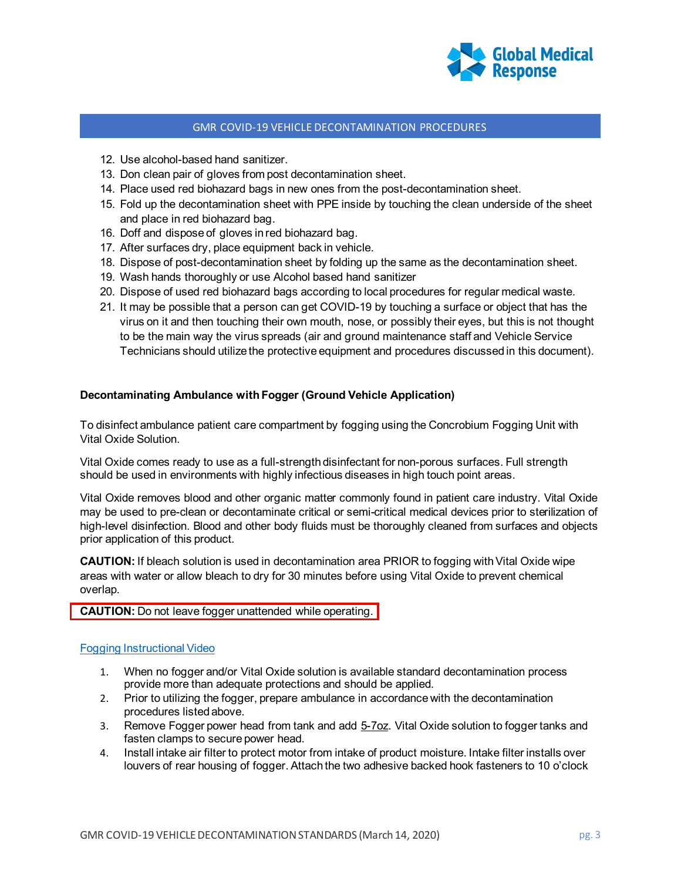12. Use alcohol-based hand sanitizer.
13. Don clean pair of gloves from post decontamination sheet.
14. Place used red biohazard bags in new ones from the post-decontamination sheet.
15. Fold up the decontamination sheet with PPE inside by touching the clean underside of the sheet and place in red biohazard bag.
16. Doff and dispose of gloves in red biohazard bag.
17. After surfaces dry, place equipment back in vehicle.
18. Dispose of post-decontamination sheet by folding up the same as the decontamination sheet.
19. Wash hands thoroughly or use Alcohol based hand sanitizer
20. Dispose of used red biohazard bags according to local procedures for regular medical waste.
21. It may be possible that a person can get COVID-19 by touching a surface or object that has the virus on it and then touching their own mouth, nose, or possibly their eyes, but this is not thought to be the main way the virus spreads (air and ground maintenance staff and Vehicle Service Technicians should utilize the protective equipment and procedures discussed in this document).

**Decontaminating Ambulance with Fogger (Ground Vehicle Application)**

To disinfect ambulance patient care compartment by fogging using the Concrobium Fogging Unit with Vital Oxide Solution.

Vital Oxide comes ready to use as a full-strength disinfectant for non-porous surfaces. Full strength should be used in environments with highly infectious diseases in high touch point areas.

Vital Oxide removes blood and other organic matter commonly found in patient care industry. Vital Oxide may be used to pre-clean or decontaminate critical or semi-critical medical devices prior to sterilization of high-level disinfection. Blood and other body fluids must be thoroughly cleaned from surfaces and objects prior application of this product.

**CAUTION:** If bleach solution is used in decontamination area PRIOR to fogging with Vital Oxide wipe areas with water or allow bleach to dry for 30 minutes before using Vital Oxide to prevent chemical overlap.

**CAUTION:** Do not leave fogger unattended while operating.

Fogging Instructional Video

1. When no fogger and/or Vital Oxide solution is available standard decontamination process provide more than adequate protections and should be applied.
2. Prior to utilizing the fogger, prepare ambulance in accordance with the decontamination procedures listed above.
3. Remove Fogger power head from tank and add 5-7oz. Vital Oxide solution to fogger tanks and fasten clamps to secure power head.
4. Install intake air filter to protect motor from intake of product moisture. Intake filter installs over louvers of rear housing of fogger. Attach the two adhesive backed hook fasteners to 10 o'clock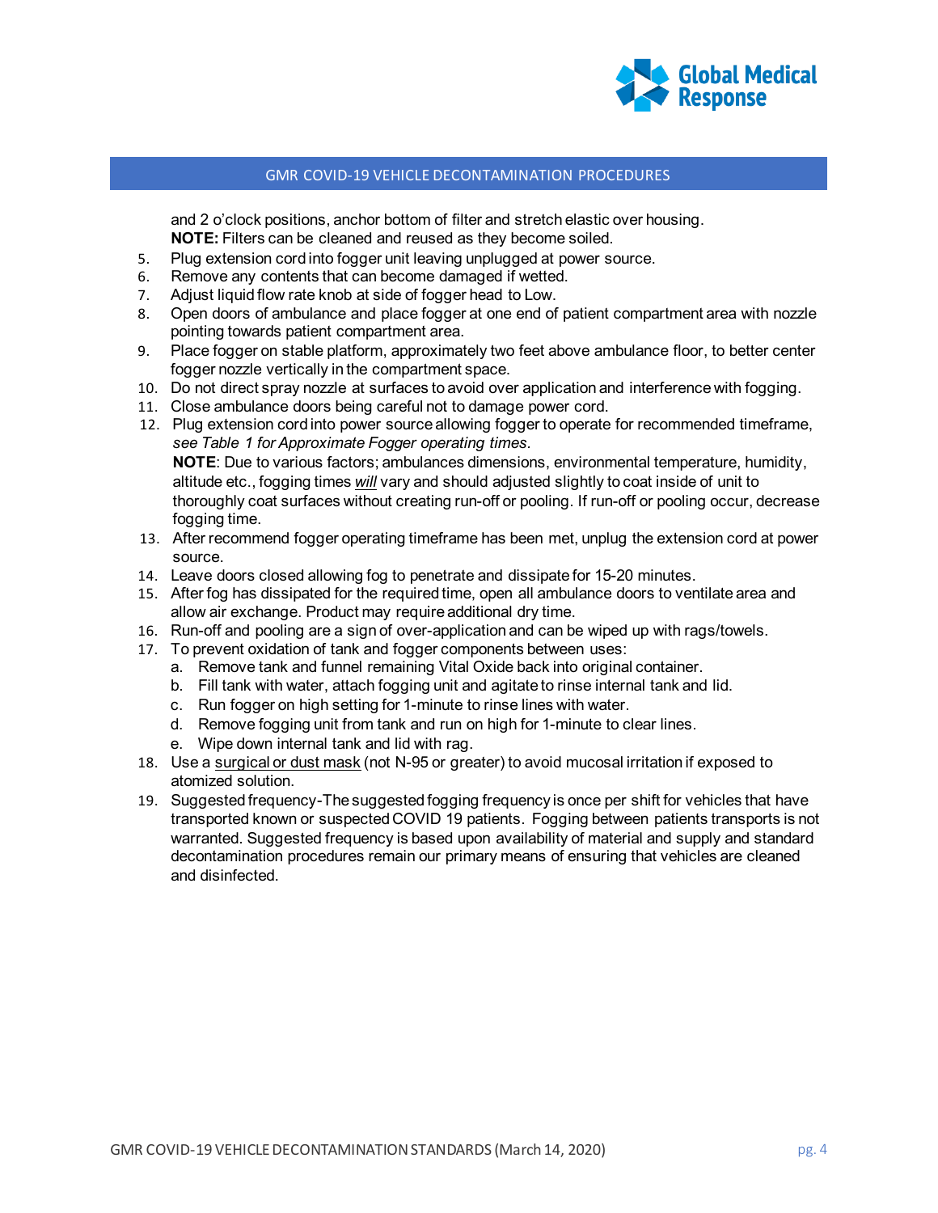and 2 o'clock positions, anchor bottom of filter and stretch elastic over housing.
**NOTE:** Filters can be cleaned and reused as they become soiled.

5. Plug extension cord into fogger unit leaving unplugged at power source.
6. Remove any contents that can become damaged if wetted.
7. Adjust liquid flow rate knob at side of fogger head to Low.
8. Open doors of ambulance and place fogger at one end of patient compartment area with nozzle pointing towards patient compartment area.
9. Place fogger on stable platform, approximately two feet above ambulance floor, to better center fogger nozzle vertically in the compartment space.
10. Do not direct spray nozzle at surfaces to avoid over application and interference with fogging.
11. Close ambulance doors being careful not to damage power cord.
12. Plug extension cord into power source allowing fogger to operate for recommended timeframe, *see Table 1 for Approximate Fogger operating times.*
    **NOTE**: Due to various factors; ambulances dimensions, environmental temperature, humidity, altitude etc., fogging times *will* vary and should adjusted slightly to coat inside of unit to thoroughly coat surfaces without creating run-off or pooling. If run-off or pooling occur, decrease fogging time.
13. After recommend fogger operating timeframe has been met, unplug the extension cord at power source.
14. Leave doors closed allowing fog to penetrate and dissipate for 15-20 minutes.
15. After fog has dissipated for the required time, open all ambulance doors to ventilate area and allow air exchange. Product may require additional dry time.
16. Run-off and pooling are a sign of over-application and can be wiped up with rags/towels.
17. To prevent oxidation of tank and fogger components between uses:
    a. Remove tank and funnel remaining Vital Oxide back into original container.
    b. Fill tank with water, attach fogging unit and agitate to rinse internal tank and lid.
    c. Run fogger on high setting for 1-minute to rinse lines with water.
    d. Remove fogging unit from tank and run on high for 1-minute to clear lines.
    e. Wipe down internal tank and lid with rag.
18. Use a surgical or dust mask (not N-95 or greater) to avoid mucosal irritation if exposed to atomized solution.
19. Suggested frequency-The suggested fogging frequency is once per shift for vehicles that have transported known or suspected COVID 19 patients. Fogging between patients transports is not warranted. Suggested frequency is based upon availability of material and supply and standard decontamination procedures remain our primary means of ensuring that vehicles are cleaned and disinfected.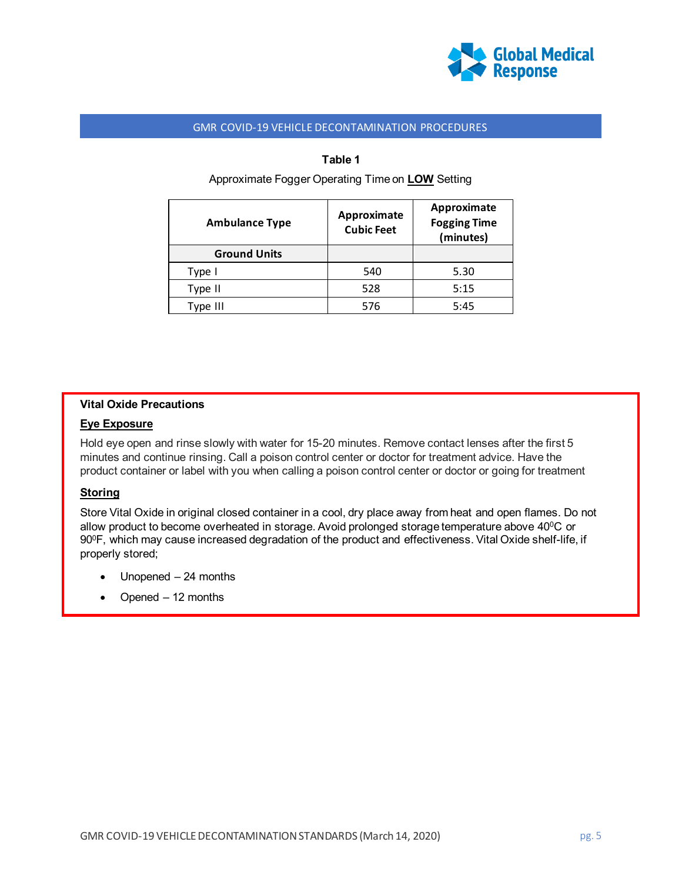**Table 1**

Approximate Fogger Operating Time on **LOW** Setting

| Ambulance Type | Approximate Cubic Feet | Approximate Fogging Time (minutes) |
|---|---|---|
| **Ground Units** | | |
| Type I | 540 | 5.30 |
| Type II | 528 | 5:15 |
| Type III | 576 | 5:45 |

**Vital Oxide Precautions**

**Eye Exposure**

Hold eye open and rinse slowly with water for 15-20 minutes. Remove contact lenses after the first 5 minutes and continue rinsing. Call a poison control center or doctor for treatment advice. Have the product container or label with you when calling a poison control center or doctor or going for treatment

**Storing**

Store Vital Oxide in original closed container in a cool, dry place away from heat and open flames. Do not allow product to become overheated in storage. Avoid prolonged storage temperature above 40$^0$C or 90$^0$F, which may cause increased degradation of the product and effectiveness. Vital Oxide shelf-life, if properly stored;

- Unopened – 24 months
- Opened – 12 months